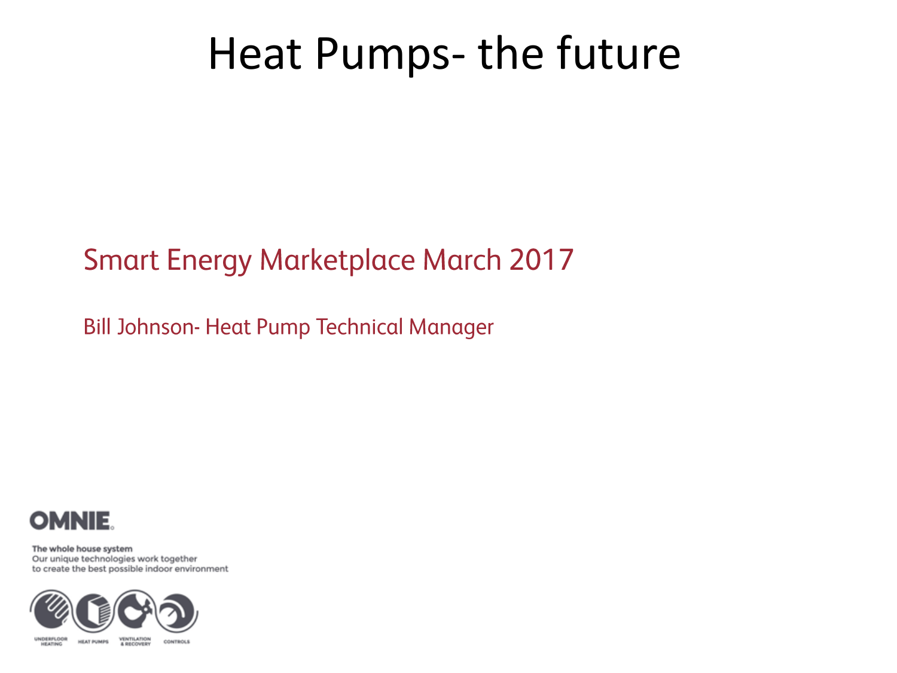# Heat Pumps- the future

Smart Energy Marketplace March 2017

Bill Johnson- Heat Pump Technical Manager

OMNIE

The whole house system
Our unique technologies work together
to create the best possible indoor environment

UNDERFLOOR HEATING HEAT PUMPS VENTILATION & RECOVERY CONTROLS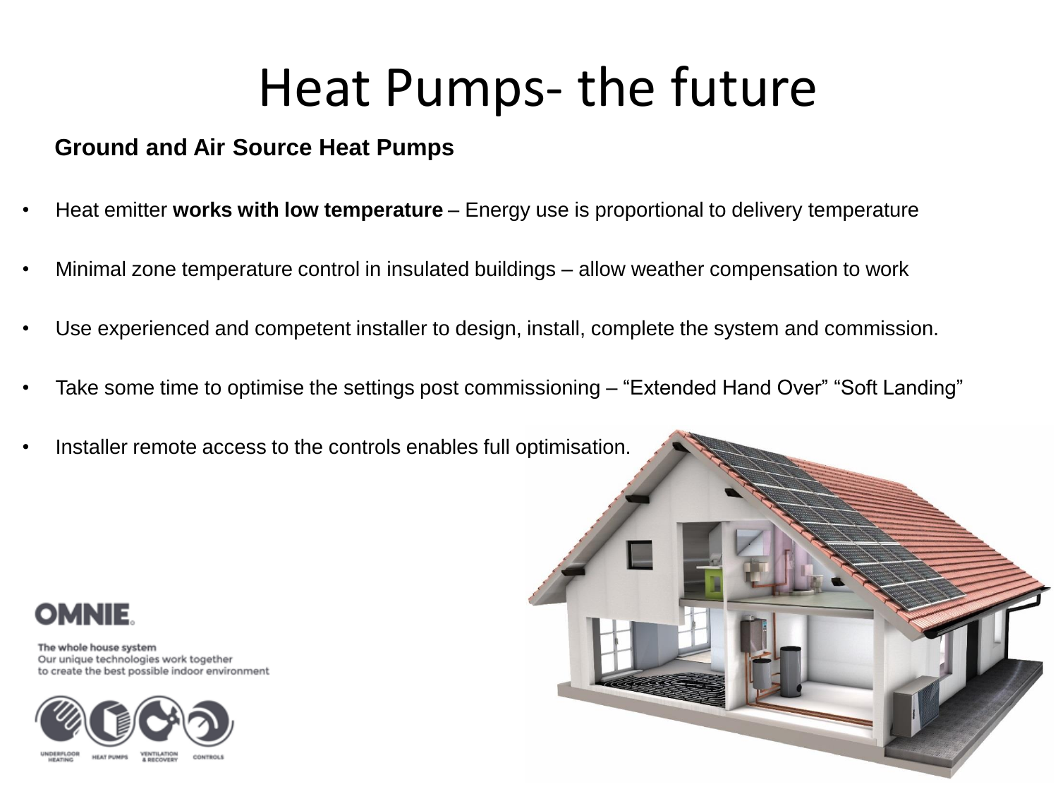# Heat Pumps- the future

**Ground and Air Source Heat Pumps**

- Heat emitter **works with low temperature** – Energy use is proportional to delivery temperature
- Minimal zone temperature control in insulated buildings – allow weather compensation to work
- Use experienced and competent installer to design, install, complete the system and commission.
- Take some time to optimise the settings post commissioning – “Extended Hand Over” “Soft Landing”
- Installer remote access to the controls enables full optimisation.

**OMNIE**

The whole house system
Our unique technologies work together to create the best possible indoor environment

UNDERFLOOR HEATING · HEAT PUMPS · VENTILATION & RECOVERY · CONTROLS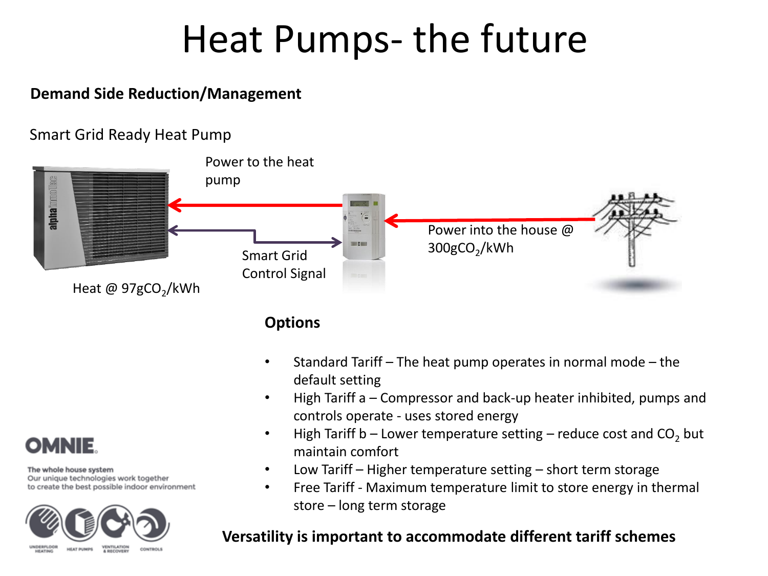# Heat Pumps- the future

**Demand Side Reduction/Management**

Smart Grid Ready Heat Pump

Power to the heat pump

Smart Grid Control Signal

Power into the house @ 300g$CO_2$/kWh

Heat @ 97g$CO_2$/kWh

**Options**

- Standard Tariff – The heat pump operates in normal mode – the default setting
- High Tariff a – Compressor and back-up heater inhibited, pumps and controls operate - uses stored energy
- High Tariff b – Lower temperature setting – reduce cost and $CO_2$ but maintain comfort
- Low Tariff – Higher temperature setting – short term storage
- Free Tariff - Maximum temperature limit to store energy in thermal store – long term storage

**Versatility is important to accommodate different tariff schemes**

OMNIE.

The whole house system
Our unique technologies work together to create the best possible indoor environment

UNDERFLOOR HEATING | HEAT PUMPS | VENTILATION & RECOVERY | CONTROLS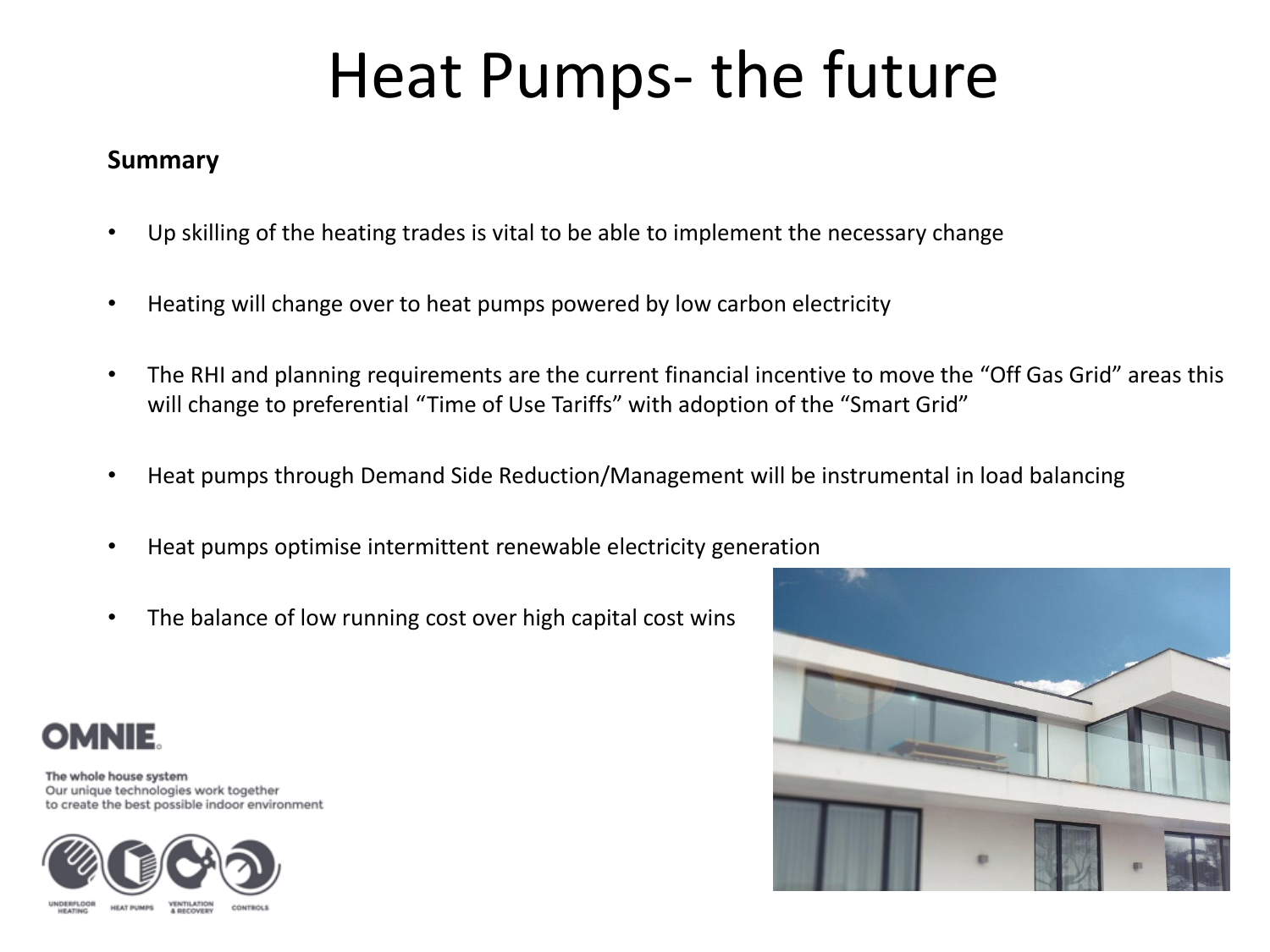# Heat Pumps- the future

**Summary**

- Up skilling of the heating trades is vital to be able to implement the necessary change
- Heating will change over to heat pumps powered by low carbon electricity
- The RHI and planning requirements are the current financial incentive to move the "Off Gas Grid" areas this will change to preferential "Time of Use Tariffs" with adoption of the "Smart Grid"
- Heat pumps through Demand Side Reduction/Management will be instrumental in load balancing
- Heat pumps optimise intermittent renewable electricity generation
- The balance of low running cost over high capital cost wins

OMNIE.

The whole house system
Our unique technologies work together to create the best possible indoor environment

UNDERFLOOR HEATING HEAT PUMPS VENTILATION & RECOVERY CONTROLS